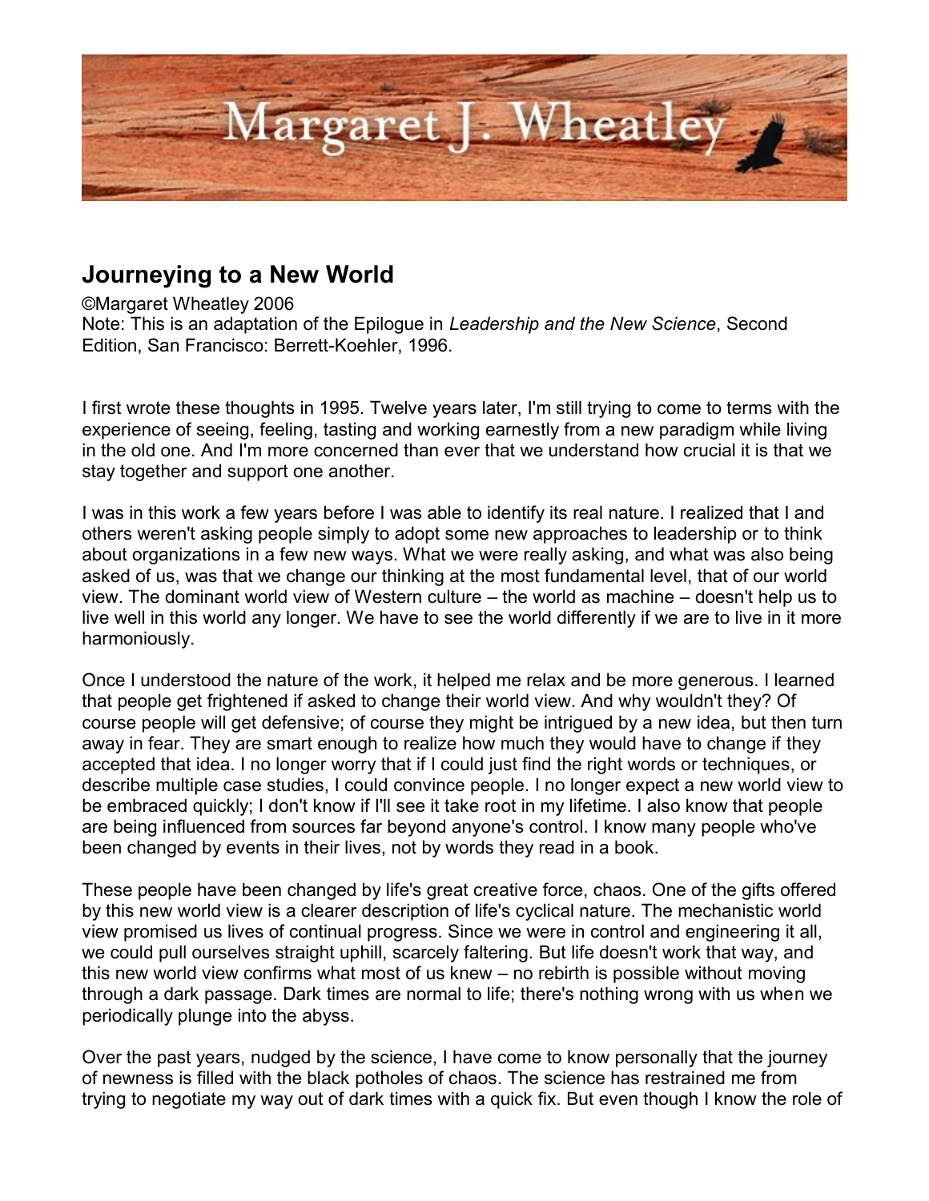Margaret J. Wheatley

## Journeying to a New World

©Margaret Wheatley 2006
Note: This is an adaptation of the Epilogue in *Leadership and the New Science*, Second Edition, San Francisco: Berrett-Koehler, 1996.

I first wrote these thoughts in 1995. Twelve years later, I'm still trying to come to terms with the experience of seeing, feeling, tasting and working earnestly from a new paradigm while living in the old one. And I'm more concerned than ever that we understand how crucial it is that we stay together and support one another.

I was in this work a few years before I was able to identify its real nature. I realized that I and others weren't asking people simply to adopt some new approaches to leadership or to think about organizations in a few new ways. What we were really asking, and what was also being asked of us, was that we change our thinking at the most fundamental level, that of our world view. The dominant world view of Western culture – the world as machine – doesn't help us to live well in this world any longer. We have to see the world differently if we are to live in it more harmoniously.

Once I understood the nature of the work, it helped me relax and be more generous. I learned that people get frightened if asked to change their world view. And why wouldn't they? Of course people will get defensive; of course they might be intrigued by a new idea, but then turn away in fear. They are smart enough to realize how much they would have to change if they accepted that idea. I no longer worry that if I could just find the right words or techniques, or describe multiple case studies, I could convince people. I no longer expect a new world view to be embraced quickly; I don't know if I'll see it take root in my lifetime. I also know that people are being influenced from sources far beyond anyone's control. I know many people who've been changed by events in their lives, not by words they read in a book.

These people have been changed by life's great creative force, chaos. One of the gifts offered by this new world view is a clearer description of life's cyclical nature. The mechanistic world view promised us lives of continual progress. Since we were in control and engineering it all, we could pull ourselves straight uphill, scarcely faltering. But life doesn't work that way, and this new world view confirms what most of us knew – no rebirth is possible without moving through a dark passage. Dark times are normal to life; there's nothing wrong with us when we periodically plunge into the abyss.

Over the past years, nudged by the science, I have come to know personally that the journey of newness is filled with the black potholes of chaos. The science has restrained me from trying to negotiate my way out of dark times with a quick fix. But even though I know the role of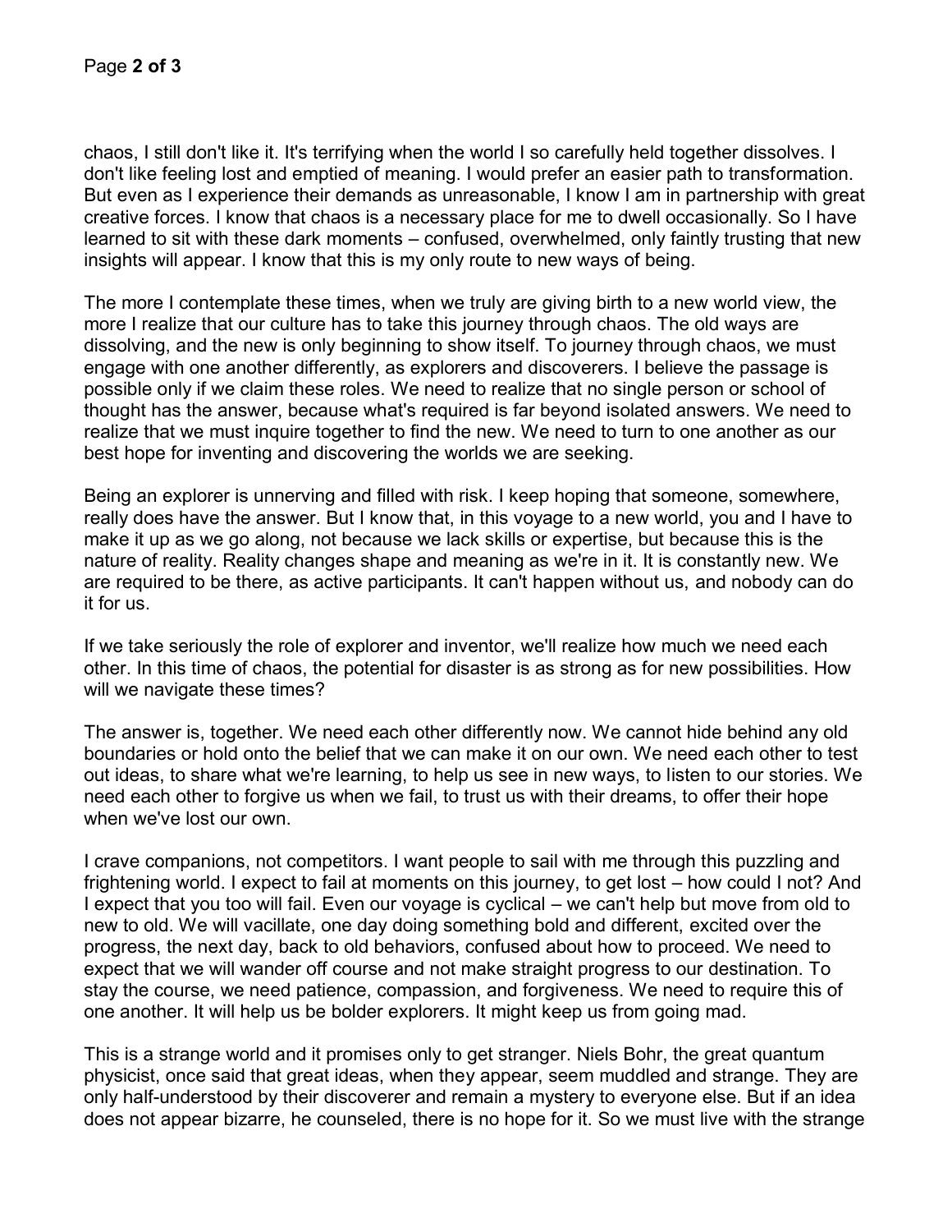chaos, I still don't like it. It's terrifying when the world I so carefully held together dissolves. I don't like feeling lost and emptied of meaning. I would prefer an easier path to transformation. But even as I experience their demands as unreasonable, I know I am in partnership with great creative forces. I know that chaos is a necessary place for me to dwell occasionally. So I have learned to sit with these dark moments – confused, overwhelmed, only faintly trusting that new insights will appear. I know that this is my only route to new ways of being.

The more I contemplate these times, when we truly are giving birth to a new world view, the more I realize that our culture has to take this journey through chaos. The old ways are dissolving, and the new is only beginning to show itself. To journey through chaos, we must engage with one another differently, as explorers and discoverers. I believe the passage is possible only if we claim these roles. We need to realize that no single person or school of thought has the answer, because what's required is far beyond isolated answers. We need to realize that we must inquire together to find the new. We need to turn to one another as our best hope for inventing and discovering the worlds we are seeking.

Being an explorer is unnerving and filled with risk. I keep hoping that someone, somewhere, really does have the answer. But I know that, in this voyage to a new world, you and I have to make it up as we go along, not because we lack skills or expertise, but because this is the nature of reality. Reality changes shape and meaning as we're in it. It is constantly new. We are required to be there, as active participants. It can't happen without us, and nobody can do it for us.

If we take seriously the role of explorer and inventor, we'll realize how much we need each other. In this time of chaos, the potential for disaster is as strong as for new possibilities. How will we navigate these times?

The answer is, together. We need each other differently now. We cannot hide behind any old boundaries or hold onto the belief that we can make it on our own. We need each other to test out ideas, to share what we're learning, to help us see in new ways, to listen to our stories. We need each other to forgive us when we fail, to trust us with their dreams, to offer their hope when we've lost our own.

I crave companions, not competitors. I want people to sail with me through this puzzling and frightening world. I expect to fail at moments on this journey, to get lost – how could I not? And I expect that you too will fail. Even our voyage is cyclical – we can't help but move from old to new to old. We will vacillate, one day doing something bold and different, excited over the progress, the next day, back to old behaviors, confused about how to proceed. We need to expect that we will wander off course and not make straight progress to our destination. To stay the course, we need patience, compassion, and forgiveness. We need to require this of one another. It will help us be bolder explorers. It might keep us from going mad.

This is a strange world and it promises only to get stranger. Niels Bohr, the great quantum physicist, once said that great ideas, when they appear, seem muddled and strange. They are only half-understood by their discoverer and remain a mystery to everyone else. But if an idea does not appear bizarre, he counseled, there is no hope for it. So we must live with the strange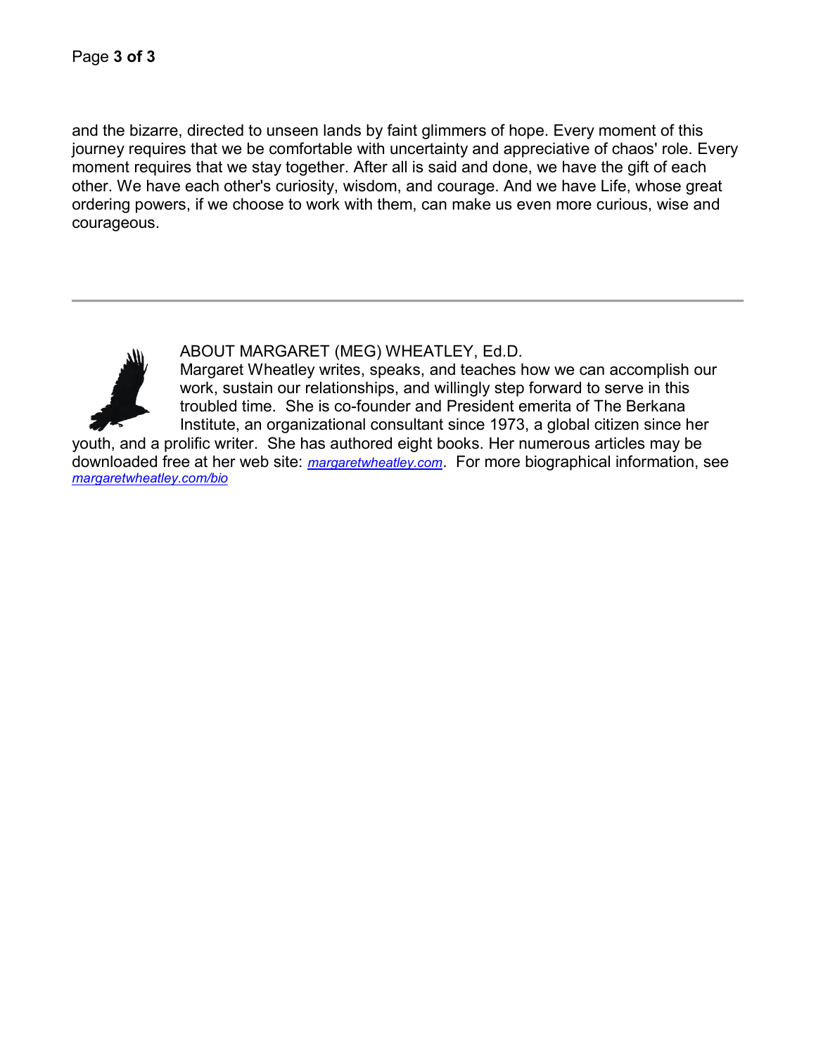and the bizarre, directed to unseen lands by faint glimmers of hope. Every moment of this journey requires that we be comfortable with uncertainty and appreciative of chaos' role. Every moment requires that we stay together. After all is said and done, we have the gift of each other. We have each other's curiosity, wisdom, and courage. And we have Life, whose great ordering powers, if we choose to work with them, can make us even more curious, wise and courageous.

---

ABOUT MARGARET (MEG) WHEATLEY, Ed.D.
Margaret Wheatley writes, speaks, and teaches how we can accomplish our work, sustain our relationships, and willingly step forward to serve in this troubled time. She is co-founder and President emerita of The Berkana Institute, an organizational consultant since 1973, a global citizen since her youth, and a prolific writer. She has authored eight books. Her numerous articles may be downloaded free at her web site: *margaretwheatley.com*. For more biographical information, see *margaretwheatley.com/bio*